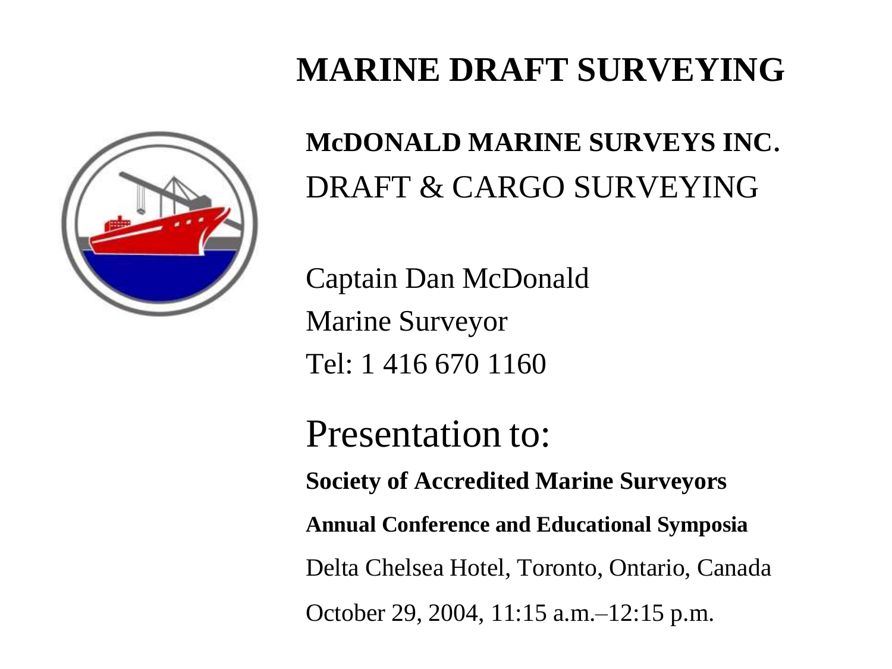# MARINE DRAFT SURVEYING

**McDONALD MARINE SURVEYS INC.**

DRAFT & CARGO SURVEYING

Captain Dan McDonald

Marine Surveyor

Tel: 1 416 670 1160

## Presentation to:

**Society of Accredited Marine Surveyors**

**Annual Conference and Educational Symposia**

Delta Chelsea Hotel, Toronto, Ontario, Canada

October 29, 2004, 11:15 a.m.–12:15 p.m.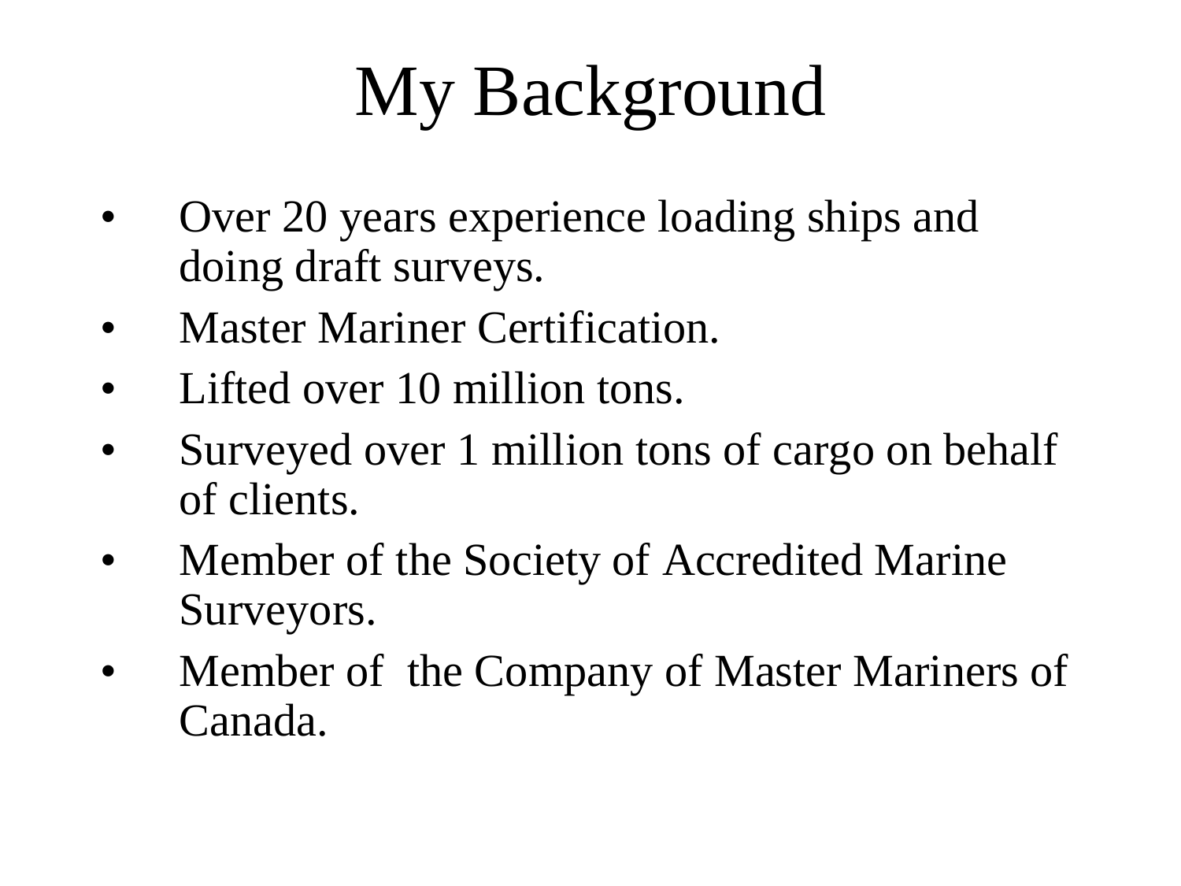# My Background

- Over 20 years experience loading ships and doing draft surveys.
- Master Mariner Certification.
- Lifted over 10 million tons.
- Surveyed over 1 million tons of cargo on behalf of clients.
- Member of the Society of Accredited Marine Surveyors.
- Member of the Company of Master Mariners of Canada.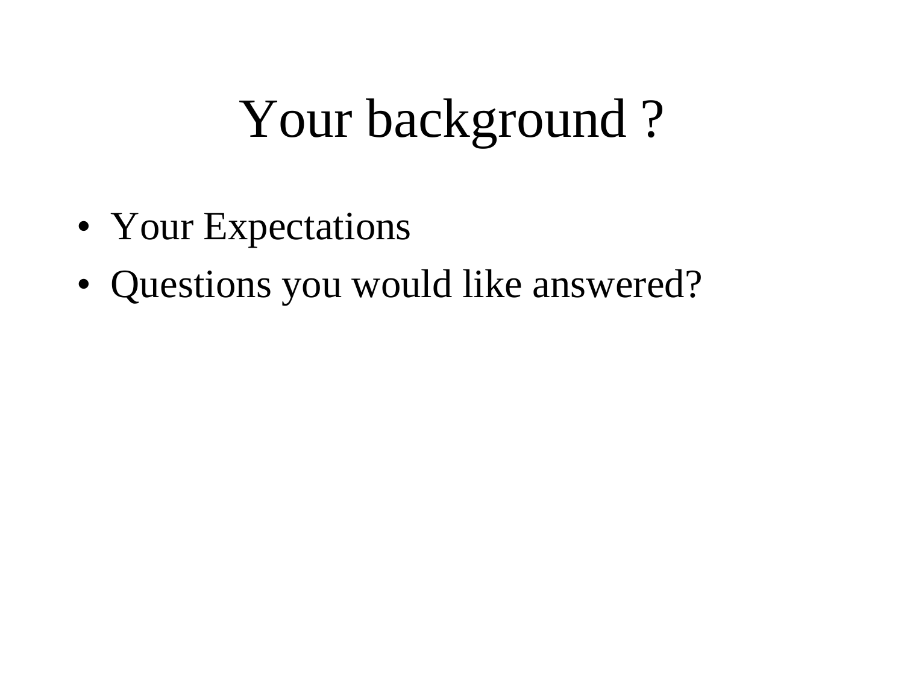# Your background ?

- Your Expectations
- Questions you would like answered?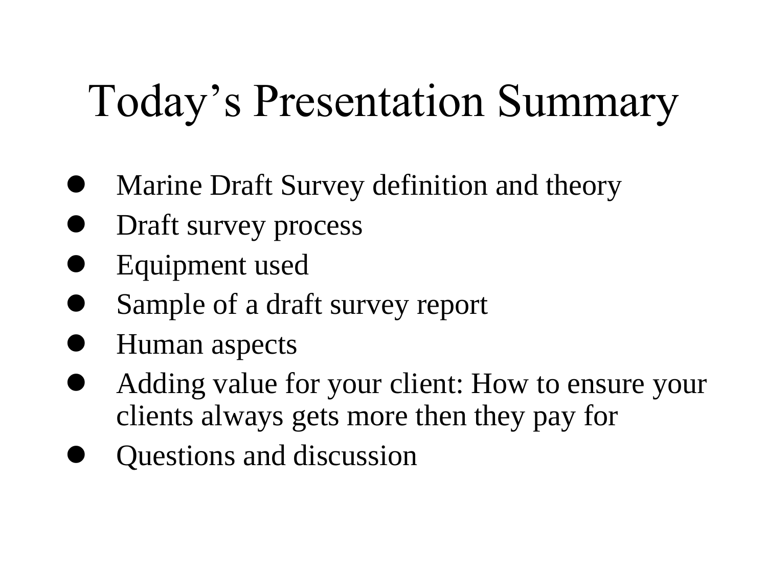# Today's Presentation Summary

- Marine Draft Survey definition and theory
- Draft survey process
- Equipment used
- Sample of a draft survey report
- Human aspects
- Adding value for your client: How to ensure your clients always gets more then they pay for
- Questions and discussion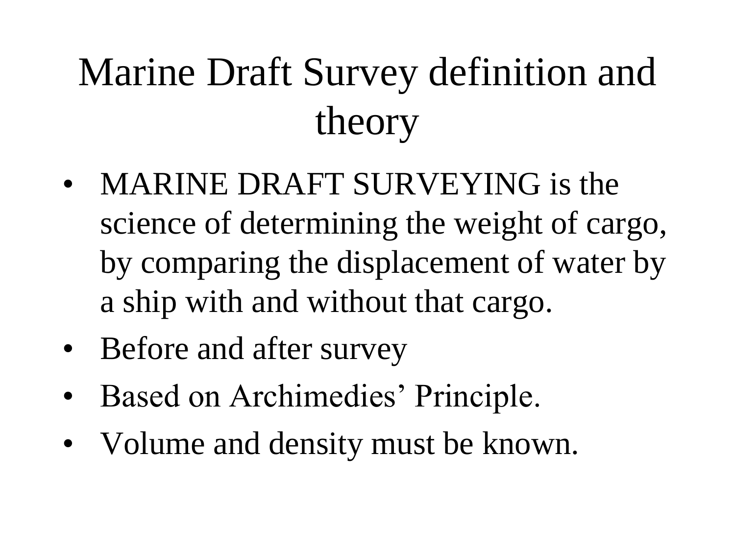# Marine Draft Survey definition and theory

- MARINE DRAFT SURVEYING is the science of determining the weight of cargo, by comparing the displacement of water by a ship with and without that cargo.
- Before and after survey
- Based on Archimedies' Principle.
- Volume and density must be known.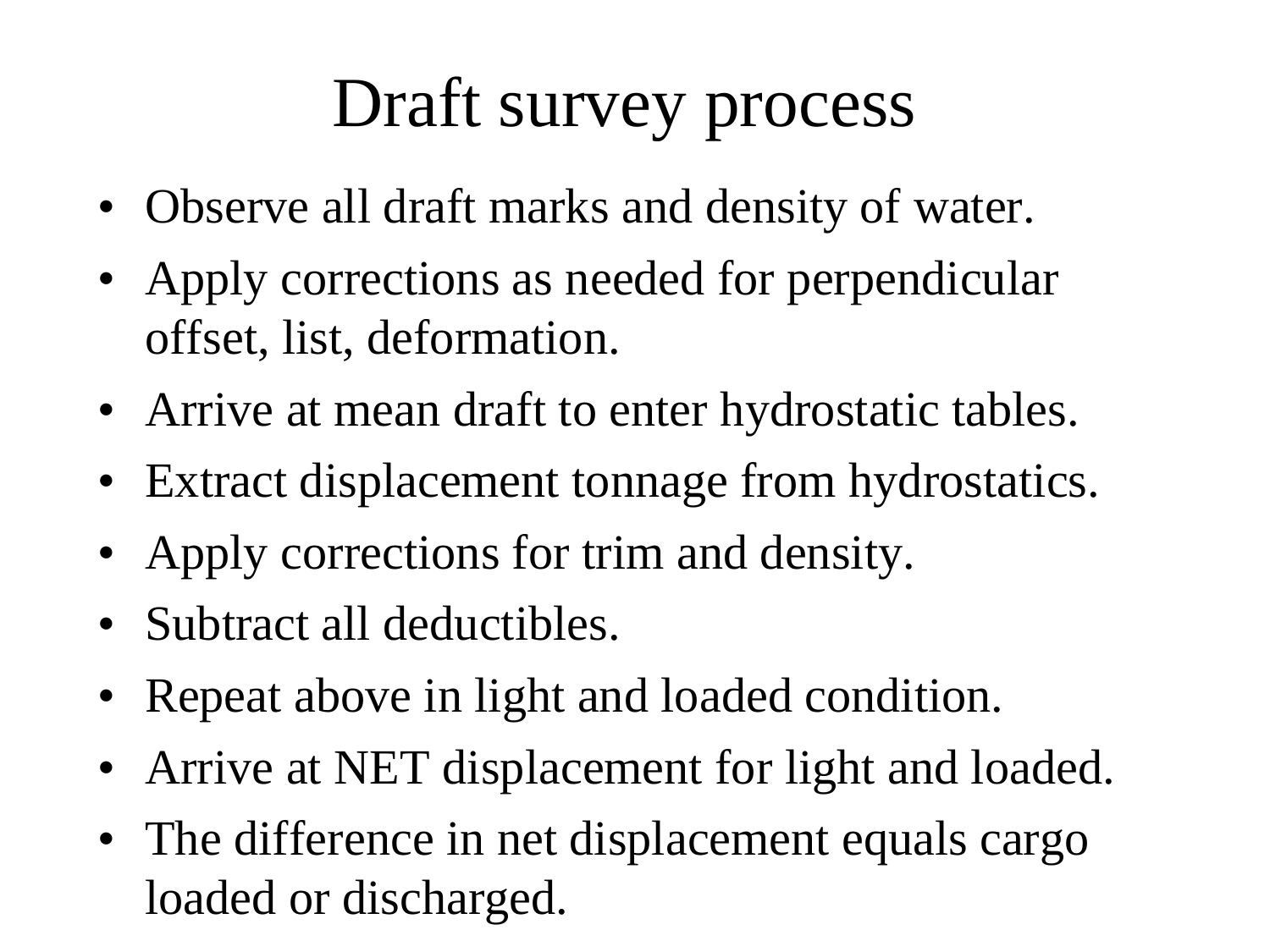# Draft survey process

- Observe all draft marks and density of water.
- Apply corrections as needed for perpendicular offset, list, deformation.
- Arrive at mean draft to enter hydrostatic tables.
- Extract displacement tonnage from hydrostatics.
- Apply corrections for trim and density.
- Subtract all deductibles.
- Repeat above in light and loaded condition.
- Arrive at NET displacement for light and loaded.
- The difference in net displacement equals cargo loaded or discharged.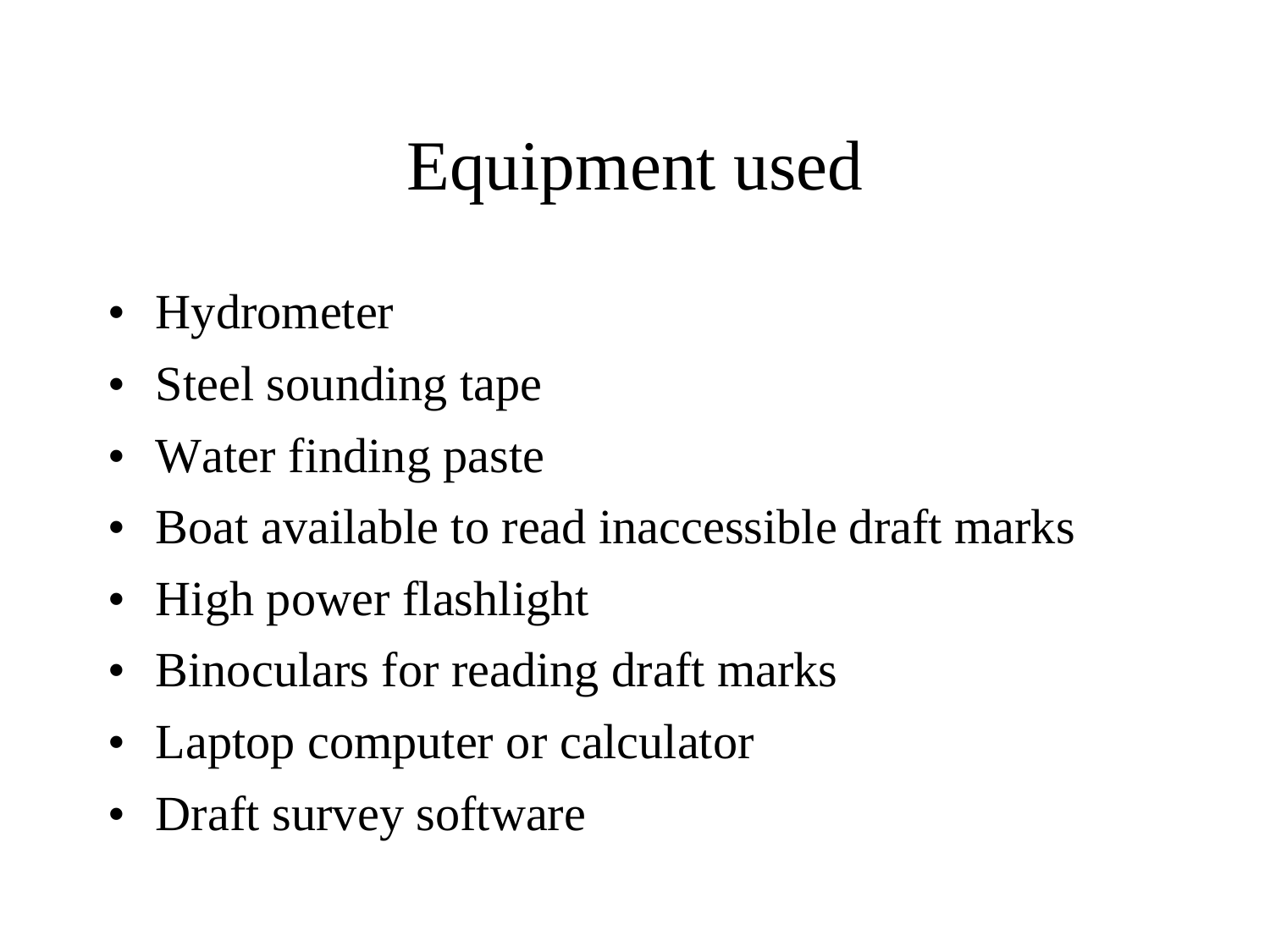# Equipment used

- Hydrometer
- Steel sounding tape
- Water finding paste
- Boat available to read inaccessible draft marks
- High power flashlight
- Binoculars for reading draft marks
- Laptop computer or calculator
- Draft survey software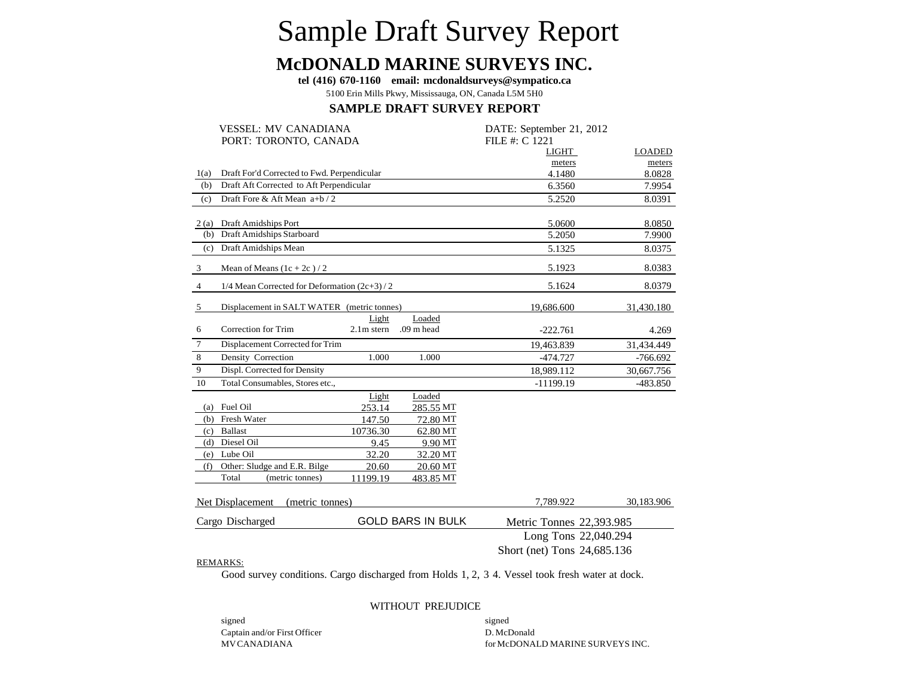# Sample Draft Survey Report

## McDONALD MARINE SURVEYS INC.

**tel (416) 670-1160 email: mcdonaldsurveys@sympatico.ca**

5100 Erin Mills Pkwy, Mississauga, ON, Canada L5M 5H0

### SAMPLE DRAFT SURVEY REPORT

VESSEL: MV CANADIANA
PORT: TORONTO, CANADA

DATE: September 21, 2012
FILE #: C 1221

| | | | | LIGHT meters | LOADED meters |
|---|---|---|---|---|---|
| 1(a) | Draft For'd Corrected to Fwd. Perpendicular | | | 4.1480 | 8.0828 |
| (b) | Draft Aft Corrected to Aft Perpendicular | | | 6.3560 | 7.9954 |
| (c) | Draft Fore & Aft Mean a+b / 2 | | | 5.2520 | 8.0391 |
| 2 (a) | Draft Amidships Port | | | 5.0600 | 8.0850 |
| (b) | Draft Amidships Starboard | | | 5.2050 | 7.9900 |
| (c) | Draft Amidships Mean | | | 5.1325 | 8.0375 |
| 3 | Mean of Means (1c + 2c ) / 2 | | | 5.1923 | 8.0383 |
| 4 | 1/4 Mean Corrected for Deformation (2c+3) / 2 | | | 5.1624 | 8.0379 |
| 5 | Displacement in SALT WATER (metric tonnes) | | | 19,686.600 | 31,430.180 |
| | | Light | Loaded | | |
| 6 | Correction for Trim | 2.1m stern | .09 m head | -222.761 | 4.269 |
| 7 | Displacement Corrected for Trim | | | 19,463.839 | 31,434.449 |
| 8 | Density Correction | 1.000 | 1.000 | -474.727 | -766.692 |
| 9 | Displ. Corrected for Density | | | 18,989.112 | 30,667.756 |
| 10 | Total Consumables, Stores etc., | | | -11199.19 | -483.850 |
| | | Light | Loaded | | |
| (a) | Fuel Oil | 253.14 | 285.55 MT | | |
| (b) | Fresh Water | 147.50 | 72.80 MT | | |
| (c) | Ballast | 10736.30 | 62.80 MT | | |
| (d) | Diesel Oil | 9.45 | 9.90 MT | | |
| (e) | Lube Oil | 32.20 | 32.20 MT | | |
| (f) | Other: Sludge and E.R. Bilge | 20.60 | 20.60 MT | | |
| | Total (metric tonnes) | 11199.19 | 483.85 MT | | |
| | Net Displacement (metric tonnes) | | | 7,789.922 | 30,183.906 |

| Cargo Discharged | GOLD BARS IN BULK | Metric Tonnes 22,393.985 |
|---|---|---|
| | | Long Tons 22,040.294 |
| | | Short (net) Tons 24,685.136 |

REMARKS:

Good survey conditions. Cargo discharged from Holds 1, 2, 3 4. Vessel took fresh water at dock.

WITHOUT PREJUDICE

signed
Captain and/or First Officer
MV CANADIANA

signed
D. McDonald
for McDONALD MARINE SURVEYS INC.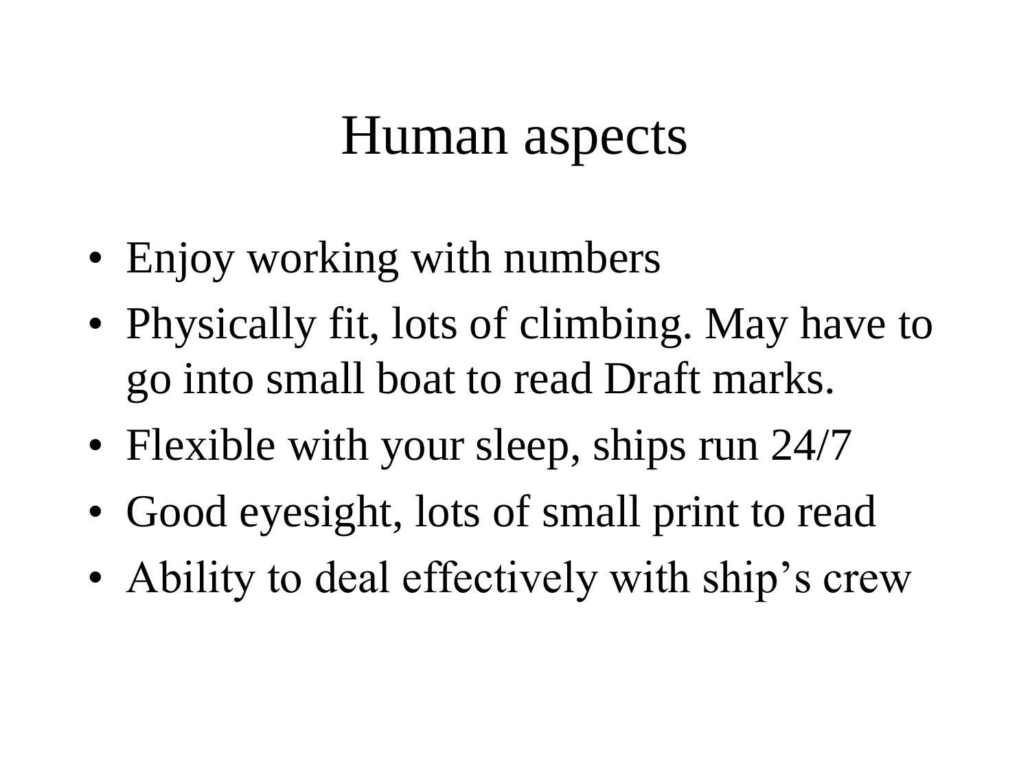# Human aspects

- Enjoy working with numbers
- Physically fit, lots of climbing. May have to go into small boat to read Draft marks.
- Flexible with your sleep, ships run 24/7
- Good eyesight, lots of small print to read
- Ability to deal effectively with ship's crew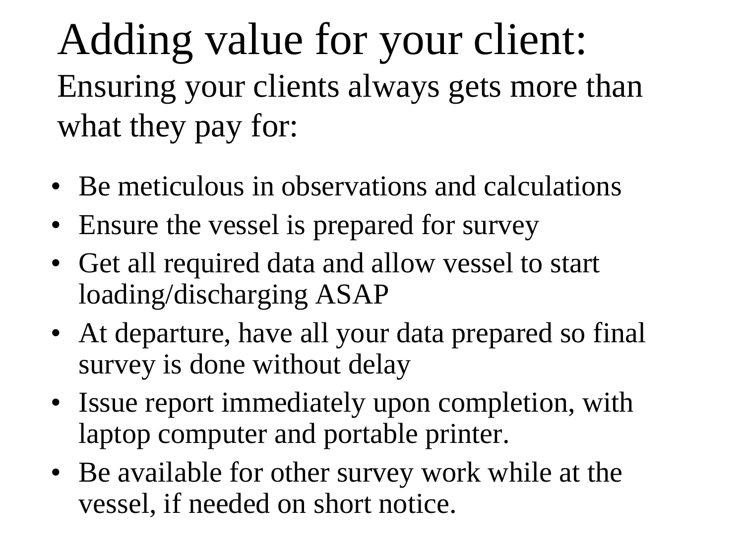# Adding value for your client:

## Ensuring your clients always gets more than what they pay for:

- Be meticulous in observations and calculations
- Ensure the vessel is prepared for survey
- Get all required data and allow vessel to start loading/discharging ASAP
- At departure, have all your data prepared so final survey is done without delay
- Issue report immediately upon completion, with laptop computer and portable printer.
- Be available for other survey work while at the vessel, if needed on short notice.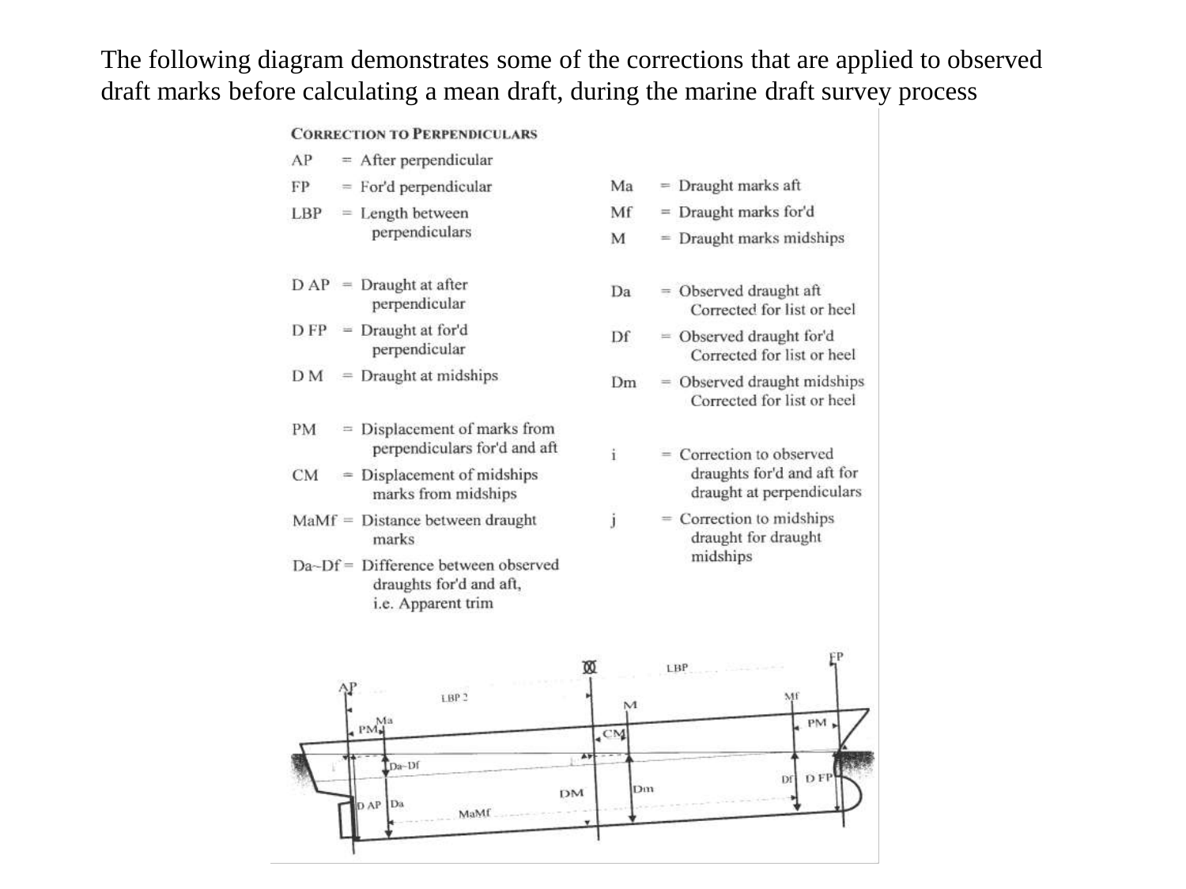The following diagram demonstrates some of the corrections that are applied to observed draft marks before calculating a mean draft, during the marine draft survey process

**CORRECTION TO PERPENDICULARS**

AP = After perpendicular

FP = For'd perpendicular

LBP = Length between perpendiculars

D AP = Draught at after perpendicular

D FP = Draught at for'd perpendicular

D M = Draught at midships

PM = Displacement of marks from perpendiculars for'd and aft

CM = Displacement of midships marks from midships

MaMf = Distance between draught marks

Da~Df = Difference between observed draughts for'd and aft, i.e. Apparent trim

Ma = Draught marks aft

Mf = Draught marks for'd

M = Draught marks midships

Da = Observed draught aft Corrected for list or heel

Df = Observed draught for'd Corrected for list or heel

Dm = Observed draught midships Corrected for list or heel

i = Correction to observed draughts for'd and aft for draught at perpendiculars

j = Correction to midships draught for draught midships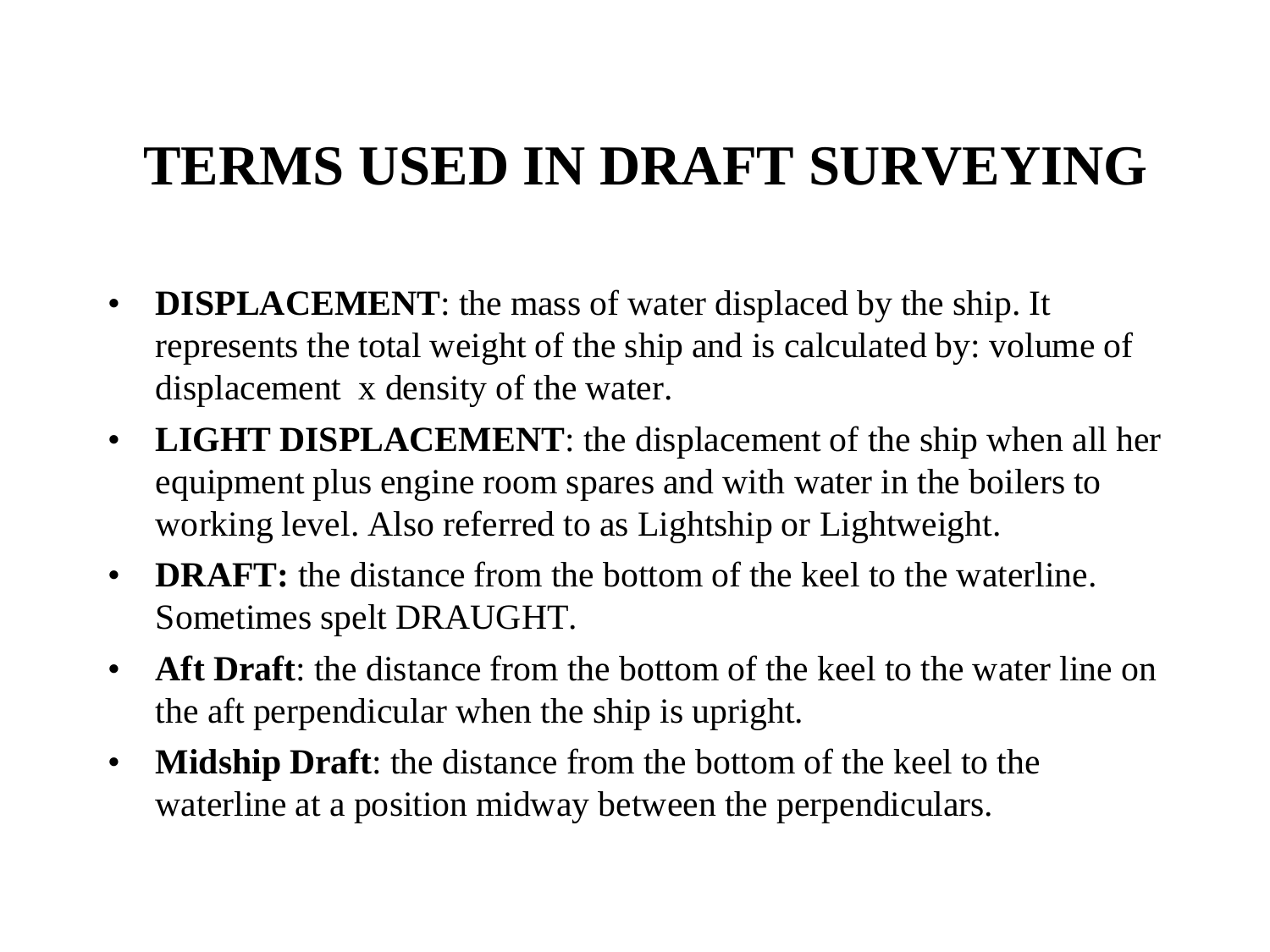# TERMS USED IN DRAFT SURVEYING

- **DISPLACEMENT**: the mass of water displaced by the ship. It represents the total weight of the ship and is calculated by: volume of displacement x density of the water.
- **LIGHT DISPLACEMENT**: the displacement of the ship when all her equipment plus engine room spares and with water in the boilers to working level. Also referred to as Lightship or Lightweight.
- **DRAFT:** the distance from the bottom of the keel to the waterline. Sometimes spelt DRAUGHT.
- **Aft Draft**: the distance from the bottom of the keel to the water line on the aft perpendicular when the ship is upright.
- **Midship Draft**: the distance from the bottom of the keel to the waterline at a position midway between the perpendiculars.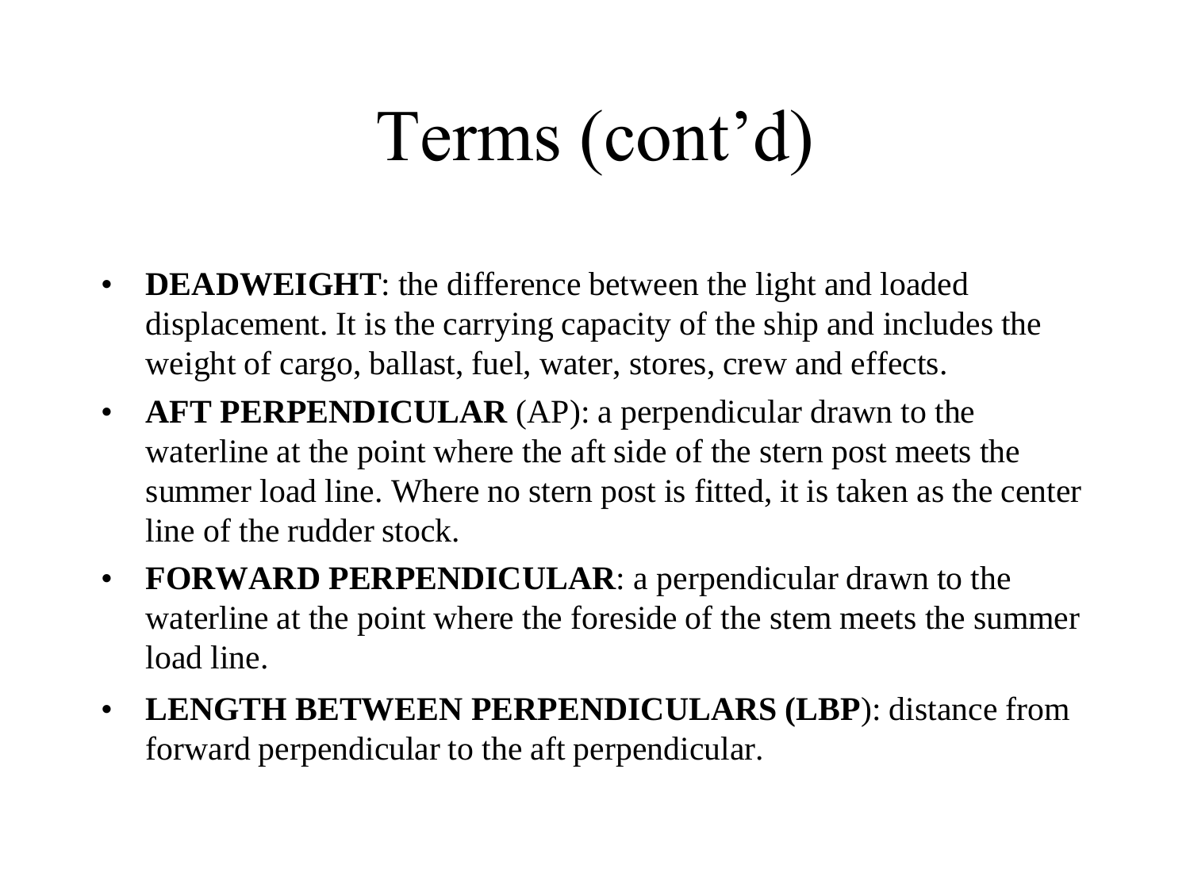# Terms (cont'd)

- **DEADWEIGHT**: the difference between the light and loaded displacement. It is the carrying capacity of the ship and includes the weight of cargo, ballast, fuel, water, stores, crew and effects.
- **AFT PERPENDICULAR** (AP): a perpendicular drawn to the waterline at the point where the aft side of the stern post meets the summer load line. Where no stern post is fitted, it is taken as the center line of the rudder stock.
- **FORWARD PERPENDICULAR**: a perpendicular drawn to the waterline at the point where the foreside of the stem meets the summer load line.
- **LENGTH BETWEEN PERPENDICULARS (LBP)**: distance from forward perpendicular to the aft perpendicular.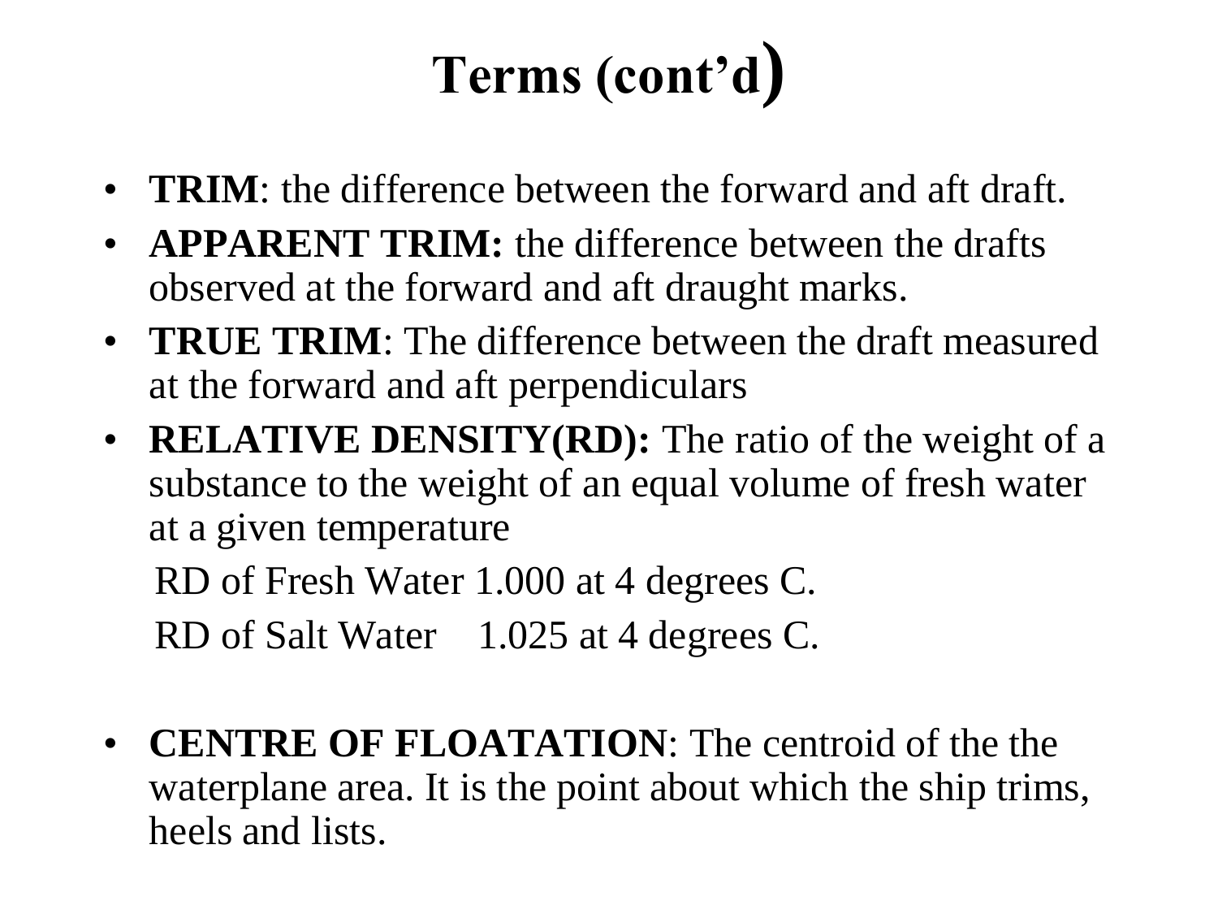# Terms (cont'd)

- **TRIM**: the difference between the forward and aft draft.
- **APPARENT TRIM:** the difference between the drafts observed at the forward and aft draught marks.
- **TRUE TRIM**: The difference between the draft measured at the forward and aft perpendiculars
- **RELATIVE DENSITY(RD):** The ratio of the weight of a substance to the weight of an equal volume of fresh water at a given temperature

  RD of Fresh Water 1.000 at 4 degrees C.

  RD of Salt Water 1.025 at 4 degrees C.

- **CENTRE OF FLOATATION**: The centroid of the the waterplane area. It is the point about which the ship trims, heels and lists.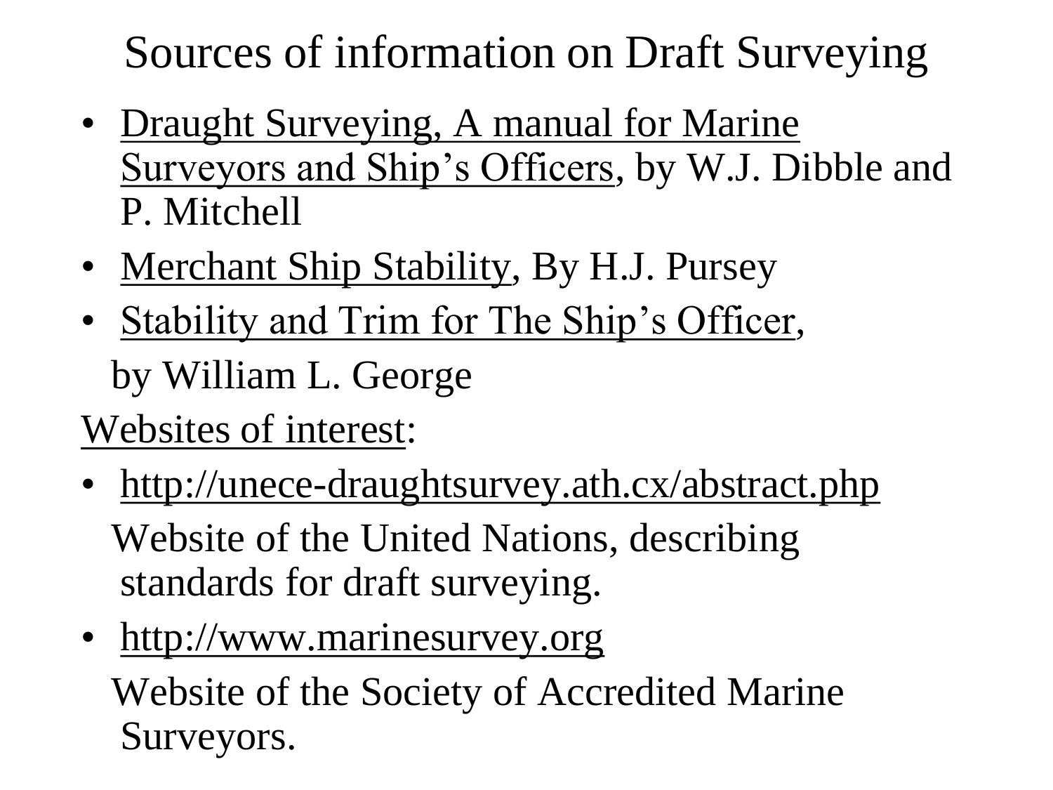# Sources of information on Draft Surveying

- Draught Surveying, A manual for Marine Surveyors and Ship's Officers, by W.J. Dibble and P. Mitchell
- Merchant Ship Stability, By H.J. Pursey
- Stability and Trim for The Ship's Officer, by William L. George

Websites of interest:

- http://unece-draughtsurvey.ath.cx/abstract.php

  Website of the United Nations, describing standards for draft surveying.
- http://www.marinesurvey.org

  Website of the Society of Accredited Marine Surveyors.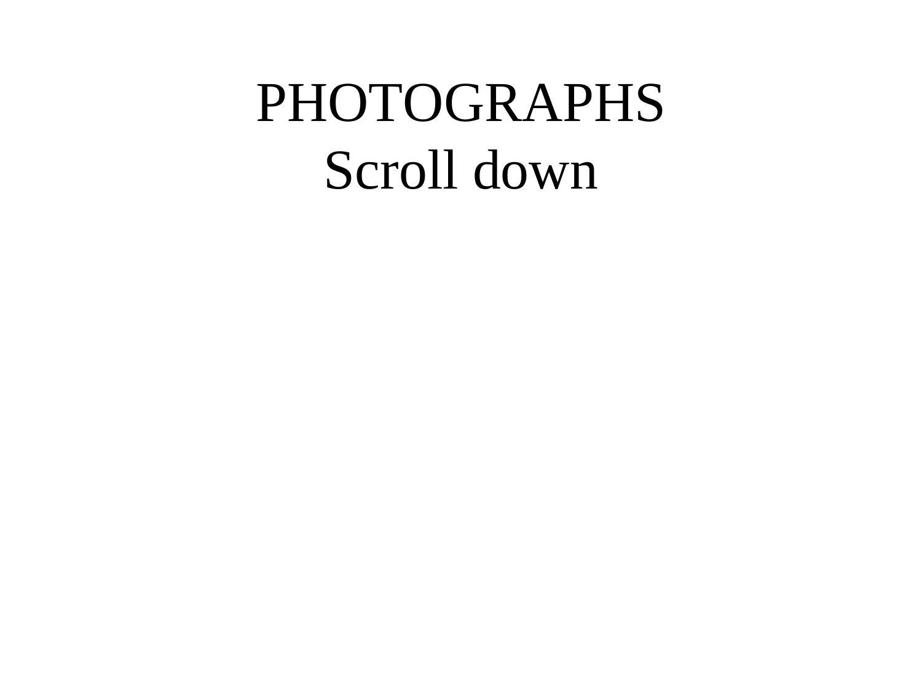# PHOTOGRAPHS

Scroll down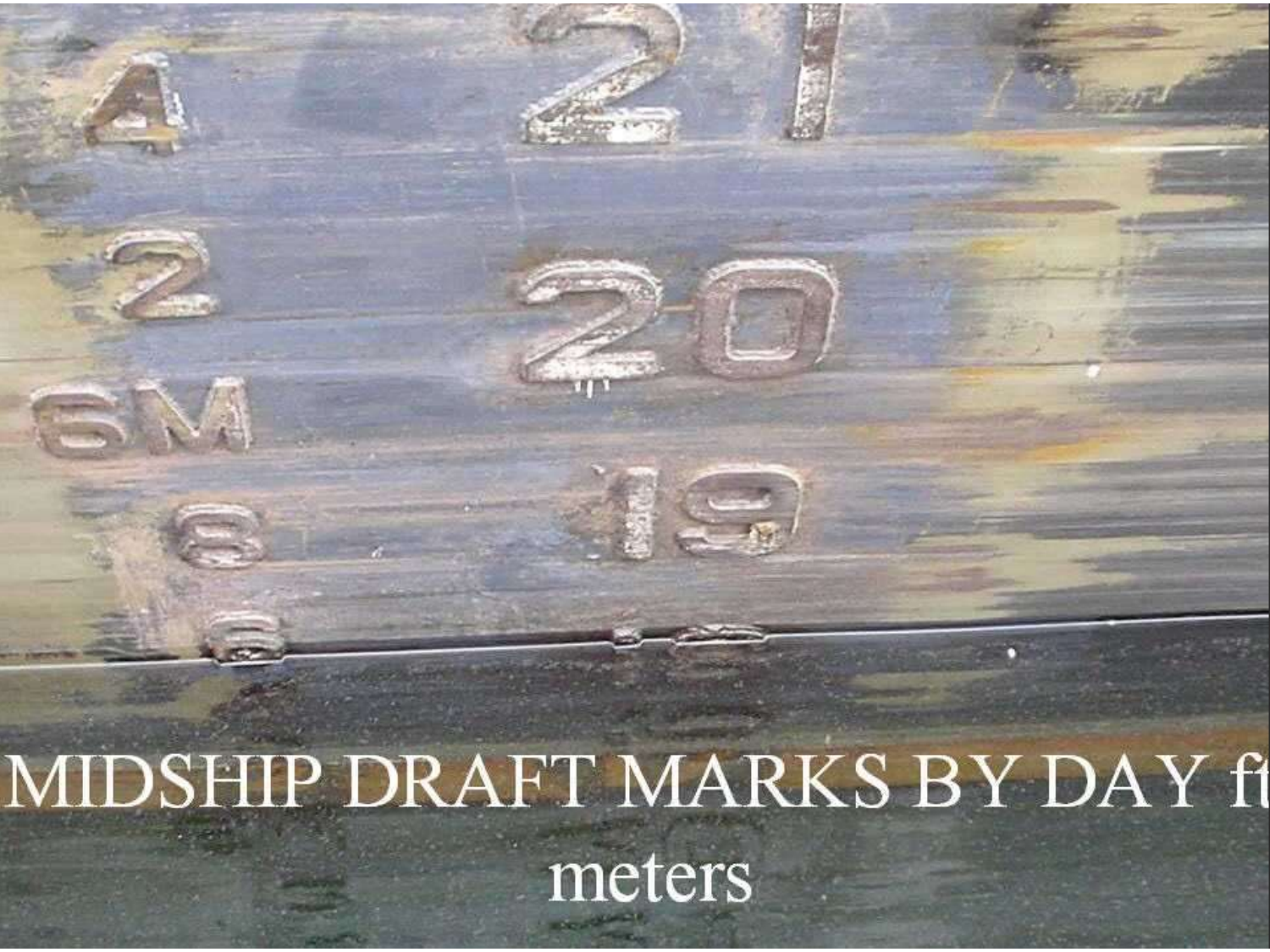MIDSHIP DRAFT MARKS BY DAY ft meters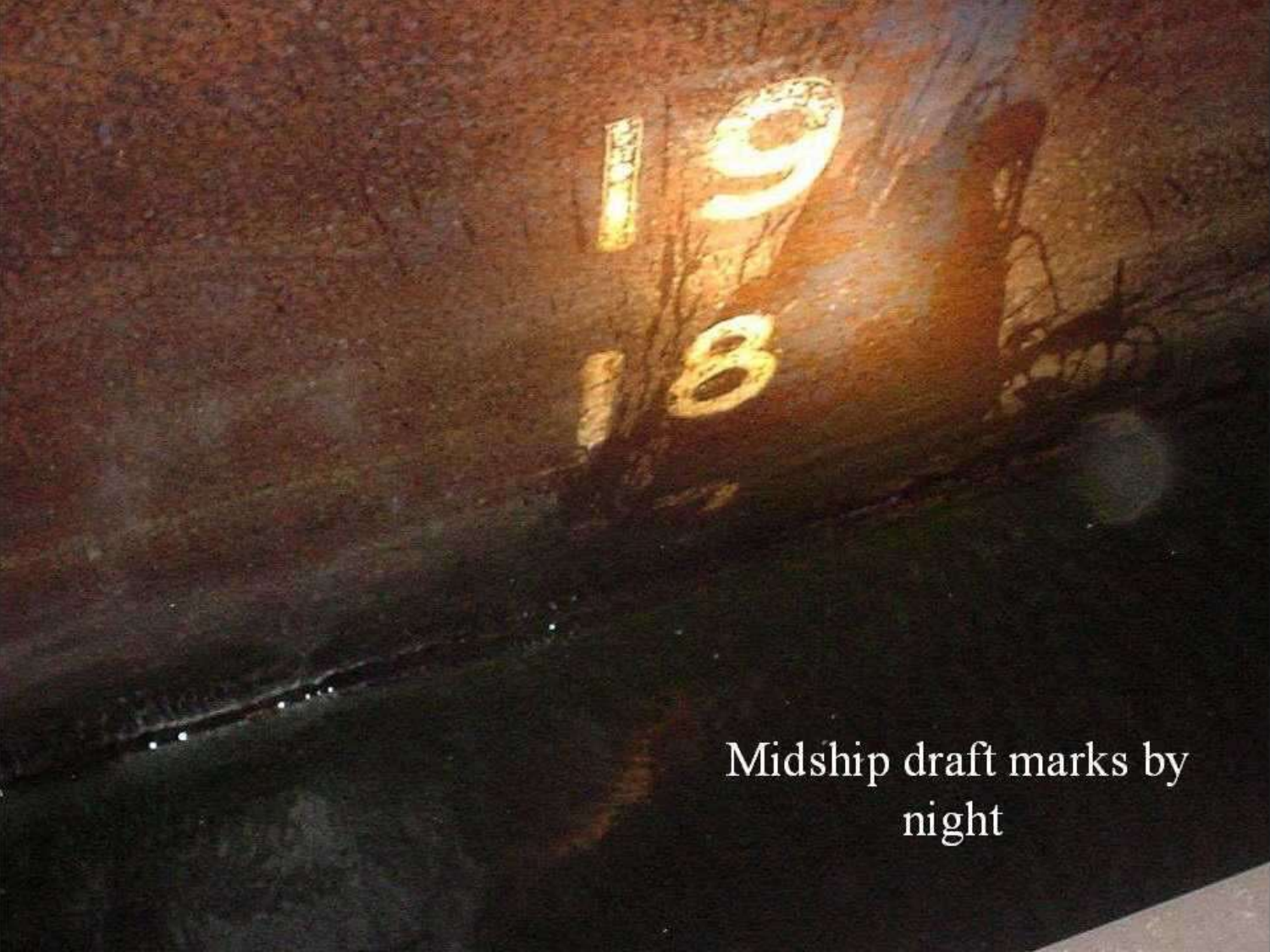Midship draft marks by night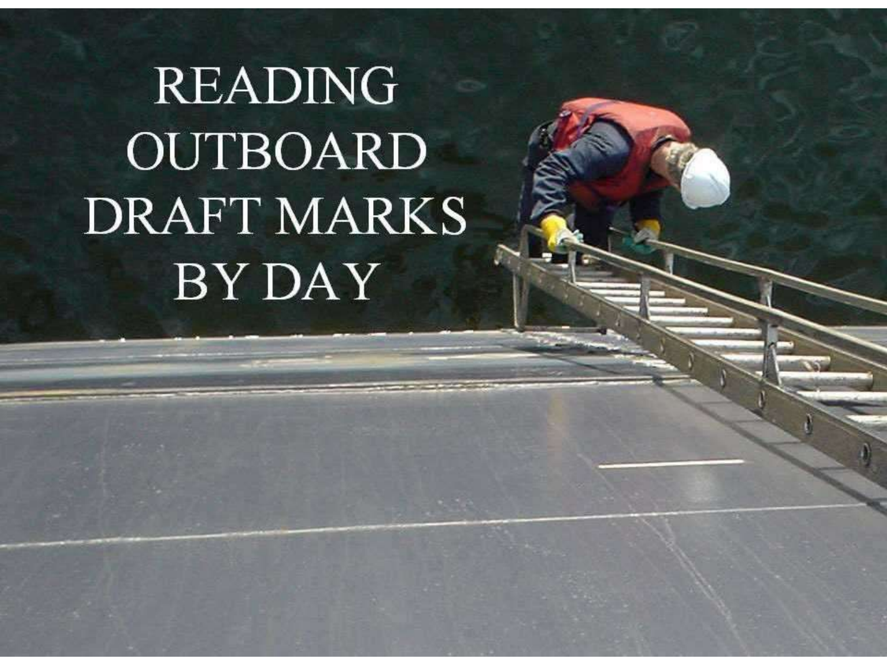# READING OUTBOARD DRAFT MARKS BY DAY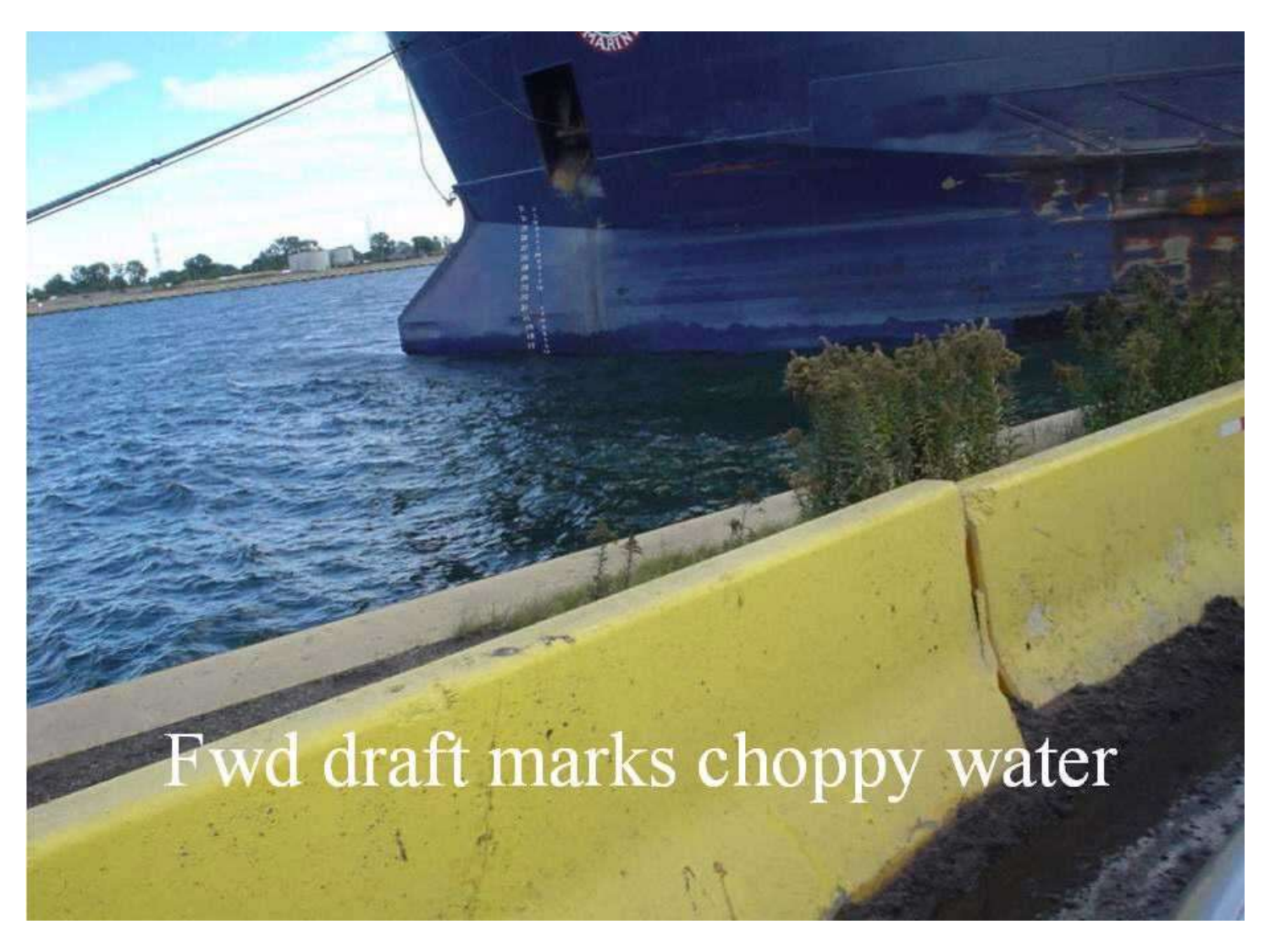Fwd draft marks choppy water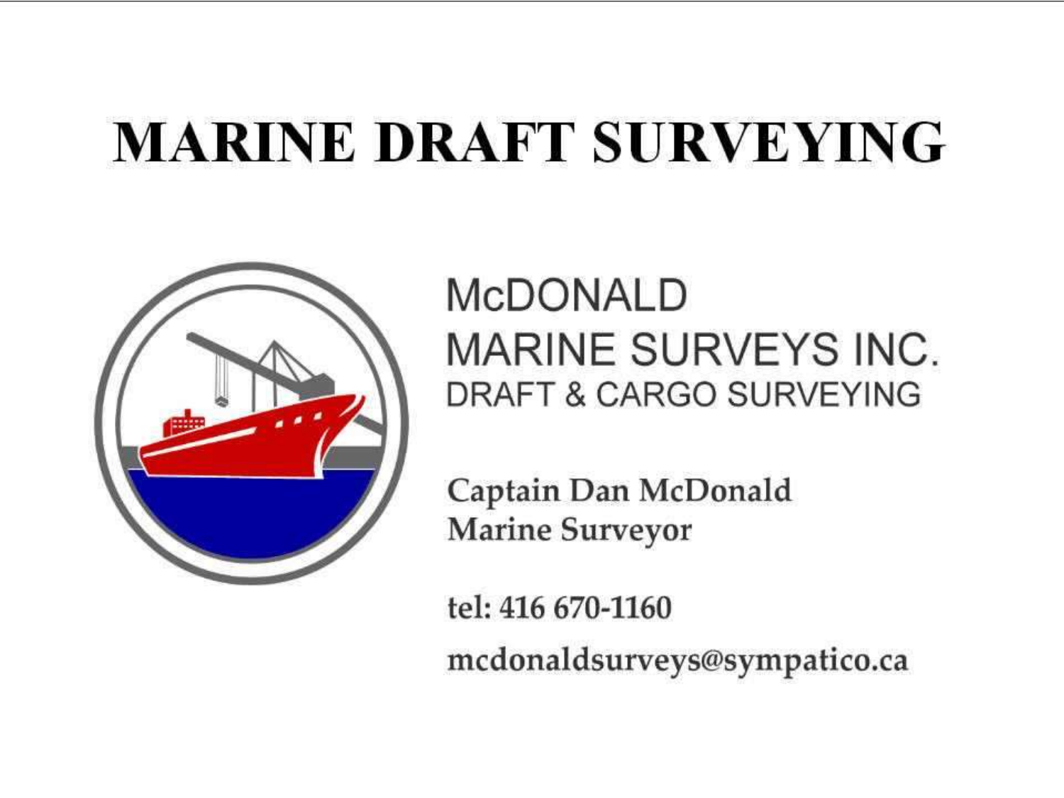# MARINE DRAFT SURVEYING

McDONALD
MARINE SURVEYS INC.
DRAFT & CARGO SURVEYING

**Captain Dan McDonald**
**Marine Surveyor**

**tel: 416 670-1160**

**mcdonaldsurveys@sympatico.ca**